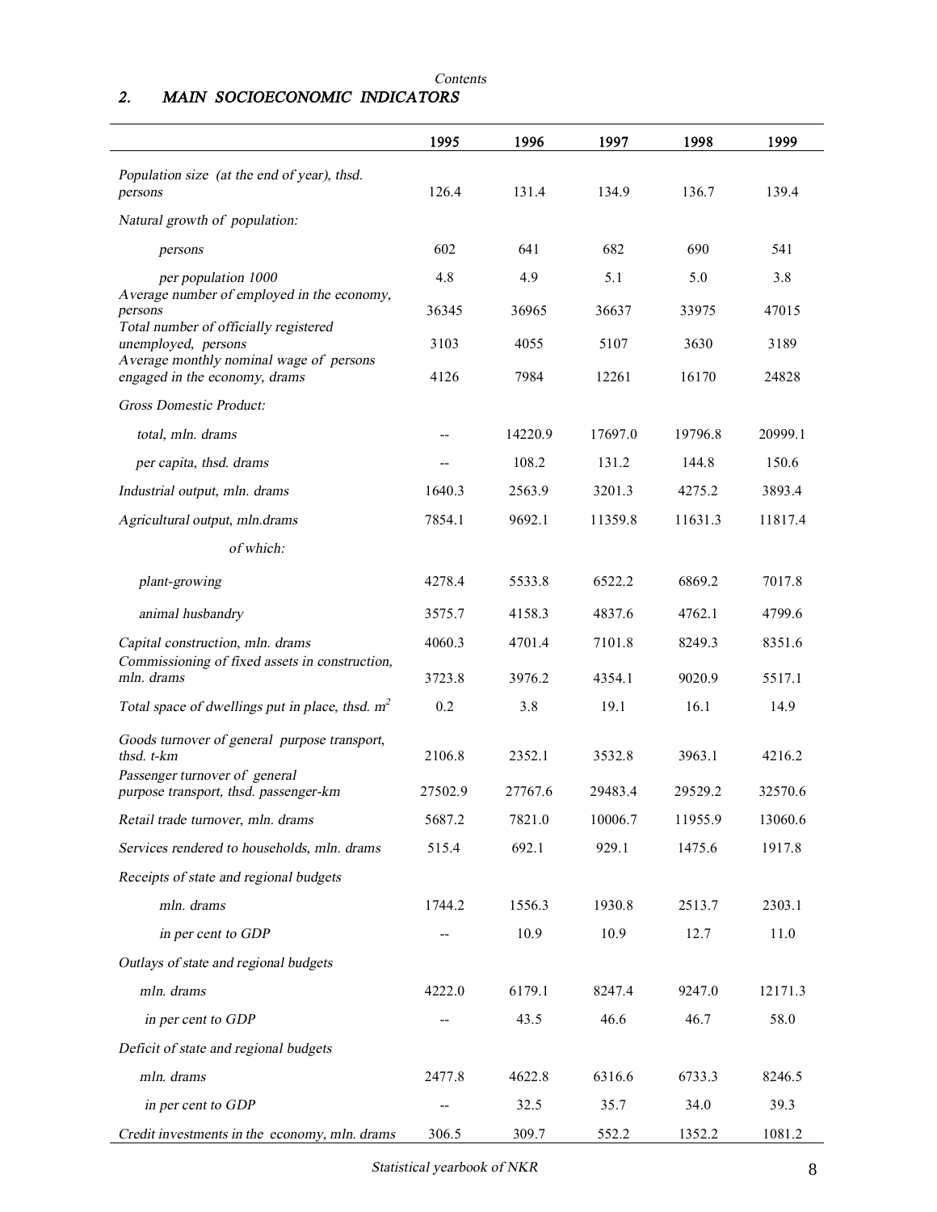## 2. MAIN SOCIOECONOMIC INDICATORS

| | 1995 | 1996 | 1997 | 1998 | 1999 |
|---|---|---|---|---|---|
| *Population size (at the end of year), thsd. persons* | 126.4 | 131.4 | 134.9 | 136.7 | 139.4 |
| *Natural growth of population:* | | | | | |
| *persons* | 602 | 641 | 682 | 690 | 541 |
| *per population 1000* | 4.8 | 4.9 | 5.1 | 5.0 | 3.8 |
| *Average number of employed in the economy, persons* | 36345 | 36965 | 36637 | 33975 | 47015 |
| *Total number of officially registered unemployed, persons* | 3103 | 4055 | 5107 | 3630 | 3189 |
| *Average monthly nominal wage of persons engaged in the economy, drams* | 4126 | 7984 | 12261 | 16170 | 24828 |
| *Gross Domestic Product:* | | | | | |
| *total, mln. drams* | -- | 14220.9 | 17697.0 | 19796.8 | 20999.1 |
| *per capita, thsd. drams* | -- | 108.2 | 131.2 | 144.8 | 150.6 |
| *Industrial output, mln. drams* | 1640.3 | 2563.9 | 3201.3 | 4275.2 | 3893.4 |
| *Agricultural output, mln.drams* | 7854.1 | 9692.1 | 11359.8 | 11631.3 | 11817.4 |
| *of which:* | | | | | |
| *plant-growing* | 4278.4 | 5533.8 | 6522.2 | 6869.2 | 7017.8 |
| *animal husbandry* | 3575.7 | 4158.3 | 4837.6 | 4762.1 | 4799.6 |
| *Capital construction, mln. drams* | 4060.3 | 4701.4 | 7101.8 | 8249.3 | 8351.6 |
| *Commissioning of fixed assets in construction, mln. drams* | 3723.8 | 3976.2 | 4354.1 | 9020.9 | 5517.1 |
| *Total space of dwellings put in place, thsd. $m^2$* | 0.2 | 3.8 | 19.1 | 16.1 | 14.9 |
| *Goods turnover of general purpose transport, thsd. t-km* | 2106.8 | 2352.1 | 3532.8 | 3963.1 | 4216.2 |
| *Passenger turnover of general purpose transport, thsd. passenger-km* | 27502.9 | 27767.6 | 29483.4 | 29529.2 | 32570.6 |
| *Retail trade turnover, mln. drams* | 5687.2 | 7821.0 | 10006.7 | 11955.9 | 13060.6 |
| *Services rendered to households, mln. drams* | 515.4 | 692.1 | 929.1 | 1475.6 | 1917.8 |
| *Receipts of state and regional budgets* | | | | | |
| *mln. drams* | 1744.2 | 1556.3 | 1930.8 | 2513.7 | 2303.1 |
| *in per cent to GDP* | -- | 10.9 | 10.9 | 12.7 | 11.0 |
| *Outlays of state and regional budgets* | | | | | |
| *mln. drams* | 4222.0 | 6179.1 | 8247.4 | 9247.0 | 12171.3 |
| *in per cent to GDP* | -- | 43.5 | 46.6 | 46.7 | 58.0 |
| *Deficit of state and regional budgets* | | | | | |
| *mln. drams* | 2477.8 | 4622.8 | 6316.6 | 6733.3 | 8246.5 |
| *in per cent to GDP* | -- | 32.5 | 35.7 | 34.0 | 39.3 |
| *Credit investments in the economy, mln. drams* | 306.5 | 309.7 | 552.2 | 1352.2 | 1081.2 |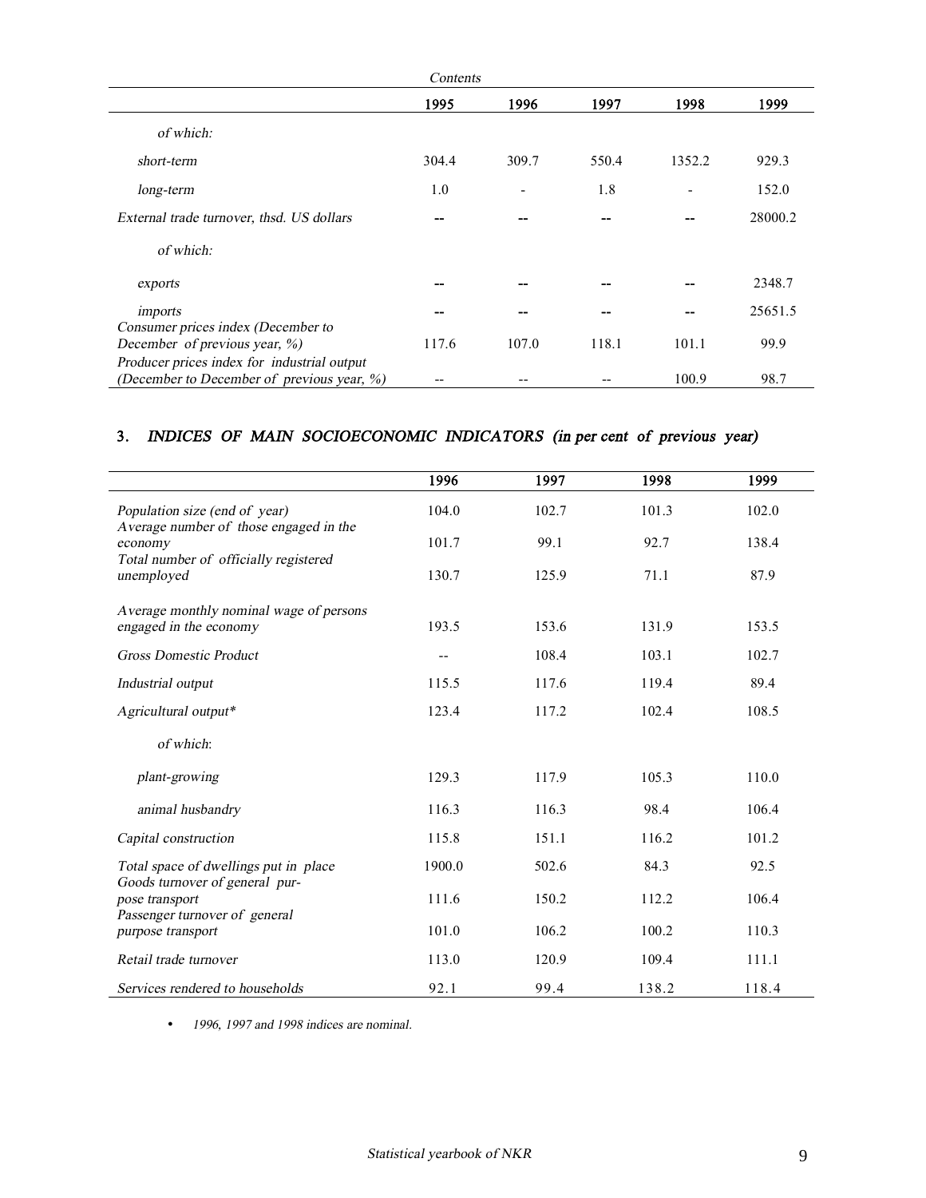| Contents | 1995 | 1996 | 1997 | 1998 | 1999 |
|---|---|---|---|---|---|
| *of which:* | | | | | |
| *short-term* | 304.4 | 309.7 | 550.4 | 1352.2 | 929.3 |
| *long-term* | 1.0 | - | 1.8 | - | 152.0 |
| *External trade turnover, thsd. US dollars* | -- | -- | -- | -- | 28000.2 |
| *of which:* | | | | | |
| *exports* | -- | -- | -- | -- | 2348.7 |
| *imports* | -- | -- | -- | -- | 25651.5 |
| *Consumer prices index (December to December of previous year, %)* | 117.6 | 107.0 | 118.1 | 101.1 | 99.9 |
| *Producer prices index for industrial output (December to December of previous year, %)* | -- | -- | -- | 100.9 | 98.7 |

## 3. *INDICES OF MAIN SOCIOECONOMIC INDICATORS (in per cent of previous year)*

| | 1996 | 1997 | 1998 | 1999 |
|---|---|---|---|---|
| *Population size (end of year)* | 104.0 | 102.7 | 101.3 | 102.0 |
| *Average number of those engaged in the economy* | 101.7 | 99.1 | 92.7 | 138.4 |
| *Total number of officially registered unemployed* | 130.7 | 125.9 | 71.1 | 87.9 |
| *Average monthly nominal wage of persons engaged in the economy* | 193.5 | 153.6 | 131.9 | 153.5 |
| *Gross Domestic Product* | -- | 108.4 | 103.1 | 102.7 |
| *Industrial output* | 115.5 | 117.6 | 119.4 | 89.4 |
| *Agricultural output** | 123.4 | 117.2 | 102.4 | 108.5 |
| *of which:* | | | | |
| *plant-growing* | 129.3 | 117.9 | 105.3 | 110.0 |
| *animal husbandry* | 116.3 | 116.3 | 98.4 | 106.4 |
| *Capital construction* | 115.8 | 151.1 | 116.2 | 101.2 |
| *Total space of dwellings put in place* | 1900.0 | 502.6 | 84.3 | 92.5 |
| *Goods turnover of general purpose transport* | 111.6 | 150.2 | 112.2 | 106.4 |
| *Passenger turnover of general purpose transport* | 101.0 | 106.2 | 100.2 | 110.3 |
| *Retail trade turnover* | 113.0 | 120.9 | 109.4 | 111.1 |
| *Services rendered to households* | 92.1 | 99.4 | 138.2 | 118.4 |

- *1996, 1997 and 1998 indices are nominal.*